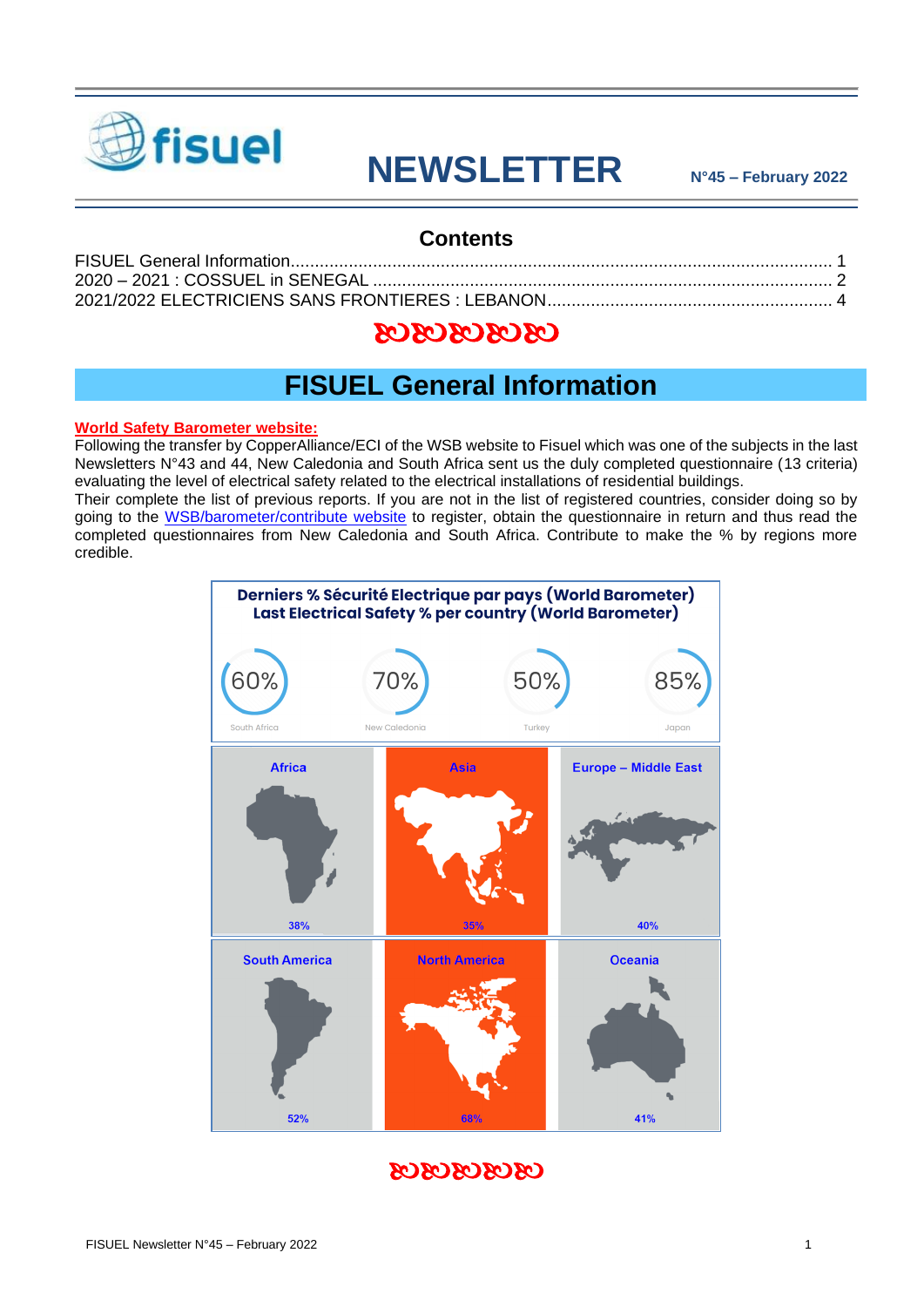# NEWSLETTER

N°45 – February 2022

## Contents

FISUEL General Information........................................................................................................ 1
2020 – 2021 : COSSUEL in SENEGAL ........................................................................................ 2
2021/2022 ELECTRICIENS SANS FRONTIERES : LEBANON.................................................... 4

## FISUEL General Information

**World Safety Barometer website:**

Following the transfer by CopperAlliance/ECI of the WSB website to Fisuel which was one of the subjects in the last Newsletters N°43 and 44, New Caledonia and South Africa sent us the duly completed questionnaire (13 criteria) evaluating the level of electrical safety related to the electrical installations of residential buildings.

Their complete the list of previous reports. If you are not in the list of registered countries, consider doing so by going to the WSB/barometer/contribute website to register, obtain the questionnaire in return and thus read the completed questionnaires from New Caledonia and South Africa. Contribute to make the % by regions more credible.

**Derniers % Sécurité Electrique par pays (World Barometer)**
**Last Electrical Safety % per country (World Barometer)**

| South Africa | New Caledonia | Turkey | Japan |
|---|---|---|---|
| 60% | 70% | 50% | 85% |

| Africa | Asia | Europe – Middle East | South America | North America | Oceania |
|---|---|---|---|---|---|
| 38% | 35% | 40% | 52% | 68% | 41% |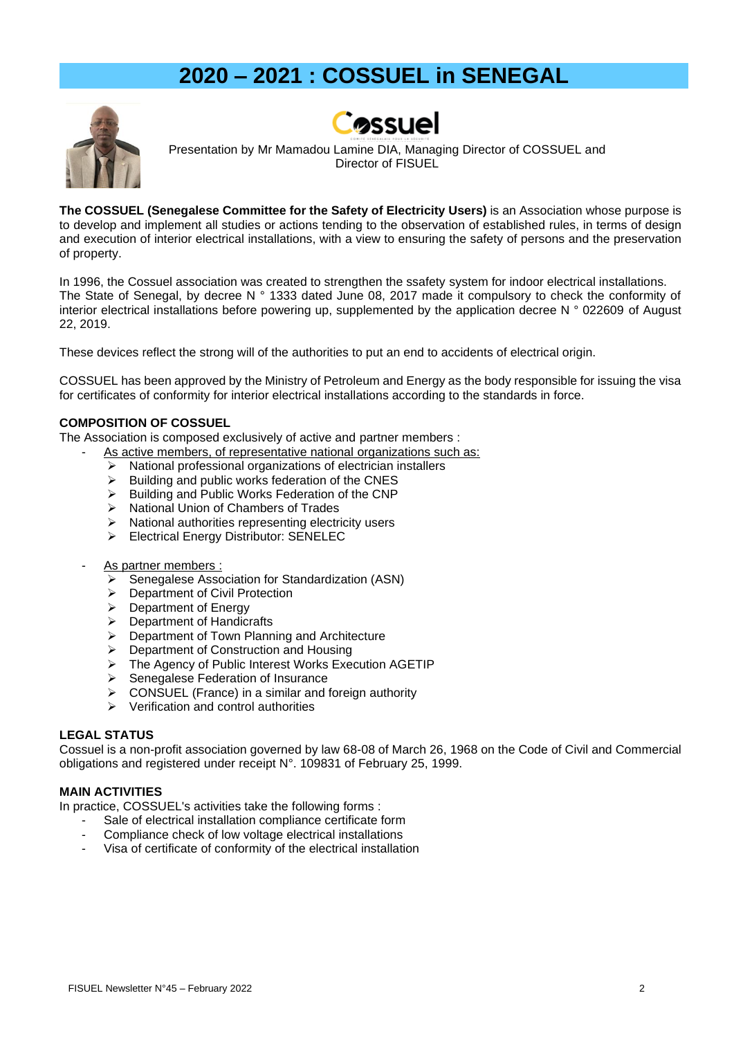# 2020 – 2021 : COSSUEL in SENEGAL

Presentation by Mr Mamadou Lamine DIA, Managing Director of COSSUEL and Director of FISUEL

**The COSSUEL (Senegalese Committee for the Safety of Electricity Users)** is an Association whose purpose is to develop and implement all studies or actions tending to the observation of established rules, in terms of design and execution of interior electrical installations, with a view to ensuring the safety of persons and the preservation of property.

In 1996, the Cossuel association was created to strengthen the ssafety system for indoor electrical installations. The State of Senegal, by decree N ° 1333 dated June 08, 2017 made it compulsory to check the conformity of interior electrical installations before powering up, supplemented by the application decree N ° 022609 of August 22, 2019.

These devices reflect the strong will of the authorities to put an end to accidents of electrical origin.

COSSUEL has been approved by the Ministry of Petroleum and Energy as the body responsible for issuing the visa for certificates of conformity for interior electrical installations according to the standards in force.

### COMPOSITION OF COSSUEL

The Association is composed exclusively of active and partner members :

- As active members, of representative national organizations such as:
  - National professional organizations of electrician installers
  - Building and public works federation of the CNES
  - Building and Public Works Federation of the CNP
  - National Union of Chambers of Trades
  - National authorities representing electricity users
  - Electrical Energy Distributor: SENELEC

- As partner members :
  - Senegalese Association for Standardization (ASN)
  - Department of Civil Protection
  - Department of Energy
  - Department of Handicrafts
  - Department of Town Planning and Architecture
  - Department of Construction and Housing
  - The Agency of Public Interest Works Execution AGETIP
  - Senegalese Federation of Insurance
  - CONSUEL (France) in a similar and foreign authority
  - Verification and control authorities

### LEGAL STATUS

Cossuel is a non-profit association governed by law 68-08 of March 26, 1968 on the Code of Civil and Commercial obligations and registered under receipt N°. 109831 of February 25, 1999.

### MAIN ACTIVITIES

In practice, COSSUEL's activities take the following forms :

- Sale of electrical installation compliance certificate form
- Compliance check of low voltage electrical installations
- Visa of certificate of conformity of the electrical installation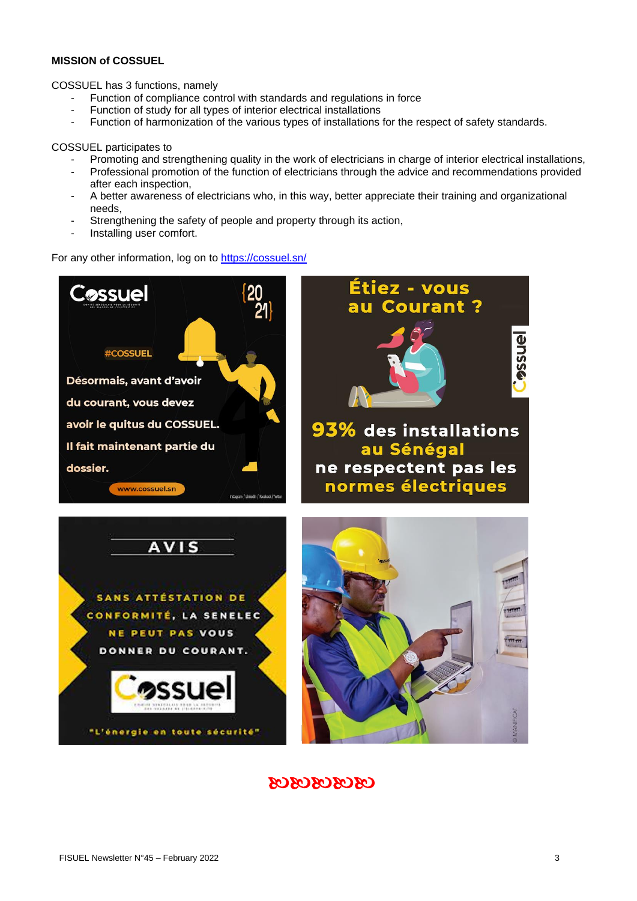**MISSION of COSSUEL**

COSSUEL has 3 functions, namely

- Function of compliance control with standards and regulations in force
- Function of study for all types of interior electrical installations
- Function of harmonization of the various types of installations for the respect of safety standards.

COSSUEL participates to

- Promoting and strengthening quality in the work of electricians in charge of interior electrical installations,
- Professional promotion of the function of electricians through the advice and recommendations provided after each inspection,
- A better awareness of electricians who, in this way, better appreciate their training and organizational needs,
- Strengthening the safety of people and property through its action,
- Installing user comfort.

For any other information, log on to [https://cossuel.sn/](https://cossuel.sn/)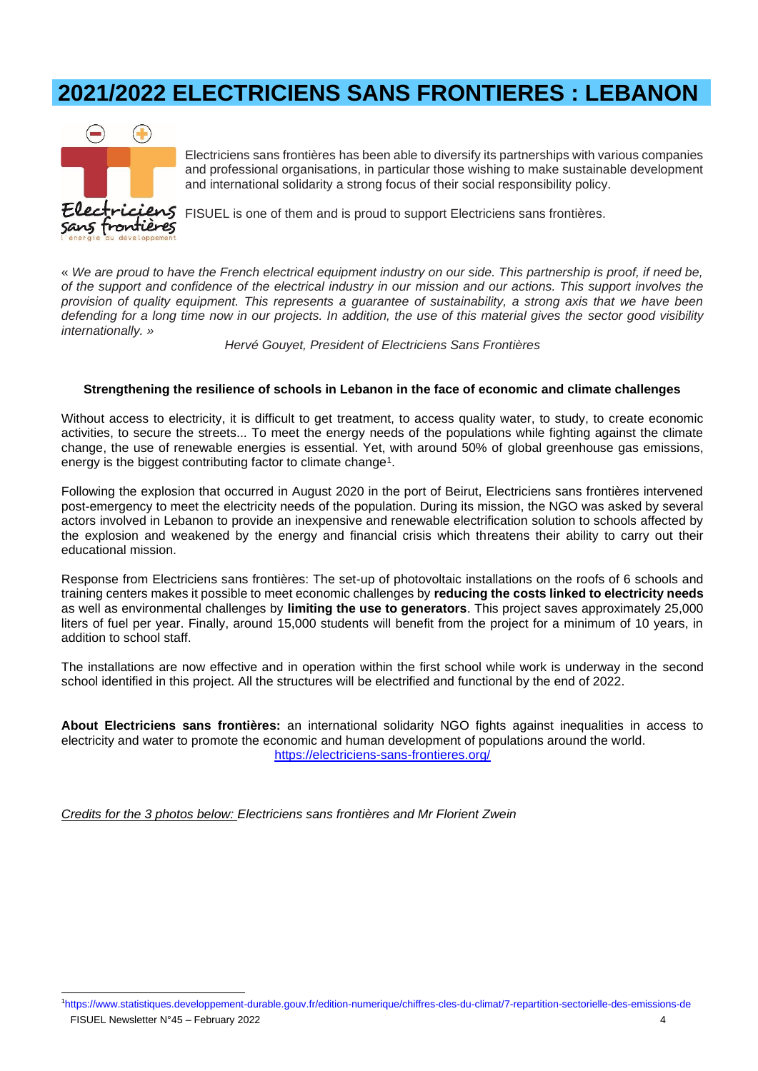# 2021/2022 ELECTRICIENS SANS FRONTIERES : LEBANON

Electriciens sans frontières has been able to diversify its partnerships with various companies and professional organisations, in particular those wishing to make sustainable development and international solidarity a strong focus of their social responsibility policy.

FISUEL is one of them and is proud to support Electriciens sans frontières.

« *We are proud to have the French electrical equipment industry on our side. This partnership is proof, if need be, of the support and confidence of the electrical industry in our mission and our actions. This support involves the provision of quality equipment. This represents a guarantee of sustainability, a strong axis that we have been defending for a long time now in our projects. In addition, the use of this material gives the sector good visibility internationally.* »

*Hervé Gouyet, President of Electriciens Sans Frontières*

**Strengthening the resilience of schools in Lebanon in the face of economic and climate challenges**

Without access to electricity, it is difficult to get treatment, to access quality water, to study, to create economic activities, to secure the streets... To meet the energy needs of the populations while fighting against the climate change, the use of renewable energies is essential. Yet, with around 50% of global greenhouse gas emissions, energy is the biggest contributing factor to climate change[1].

Following the explosion that occurred in August 2020 in the port of Beirut, Electriciens sans frontières intervened post-emergency to meet the electricity needs of the population. During its mission, the NGO was asked by several actors involved in Lebanon to provide an inexpensive and renewable electrification solution to schools affected by the explosion and weakened by the energy and financial crisis which threatens their ability to carry out their educational mission.

Response from Electriciens sans frontières: The set-up of photovoltaic installations on the roofs of 6 schools and training centers makes it possible to meet economic challenges by **reducing the costs linked to electricity needs** as well as environmental challenges by **limiting the use to generators**. This project saves approximately 25,000 liters of fuel per year. Finally, around 15,000 students will benefit from the project for a minimum of 10 years, in addition to school staff.

The installations are now effective and in operation within the first school while work is underway in the second school identified in this project. All the structures will be electrified and functional by the end of 2022.

**About Electriciens sans frontières:** an international solidarity NGO fights against inequalities in access to electricity and water to promote the economic and human development of populations around the world.
https://electriciens-sans-frontieres.org/

*Credits for the 3 photos below: Electriciens sans frontières and Mr Florient Zwein*

[1] https://www.statistiques.developpement-durable.gouv.fr/edition-numerique/chiffres-cles-du-climat/7-repartition-sectorielle-des-emissions-de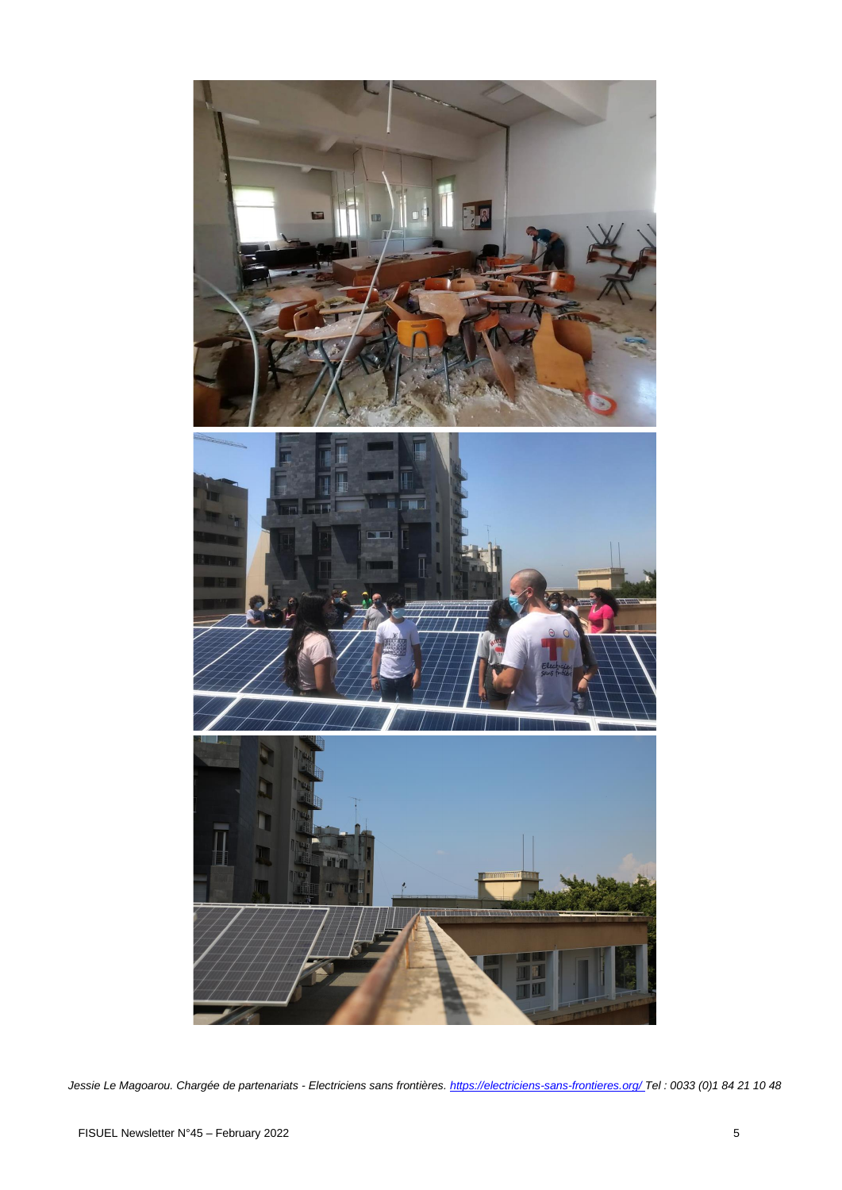*Jessie Le Magoarou. Chargée de partenariats - Electriciens sans frontières. https://electriciens-sans-frontieres.org/ Tel : 0033 (0)1 84 21 10 48*